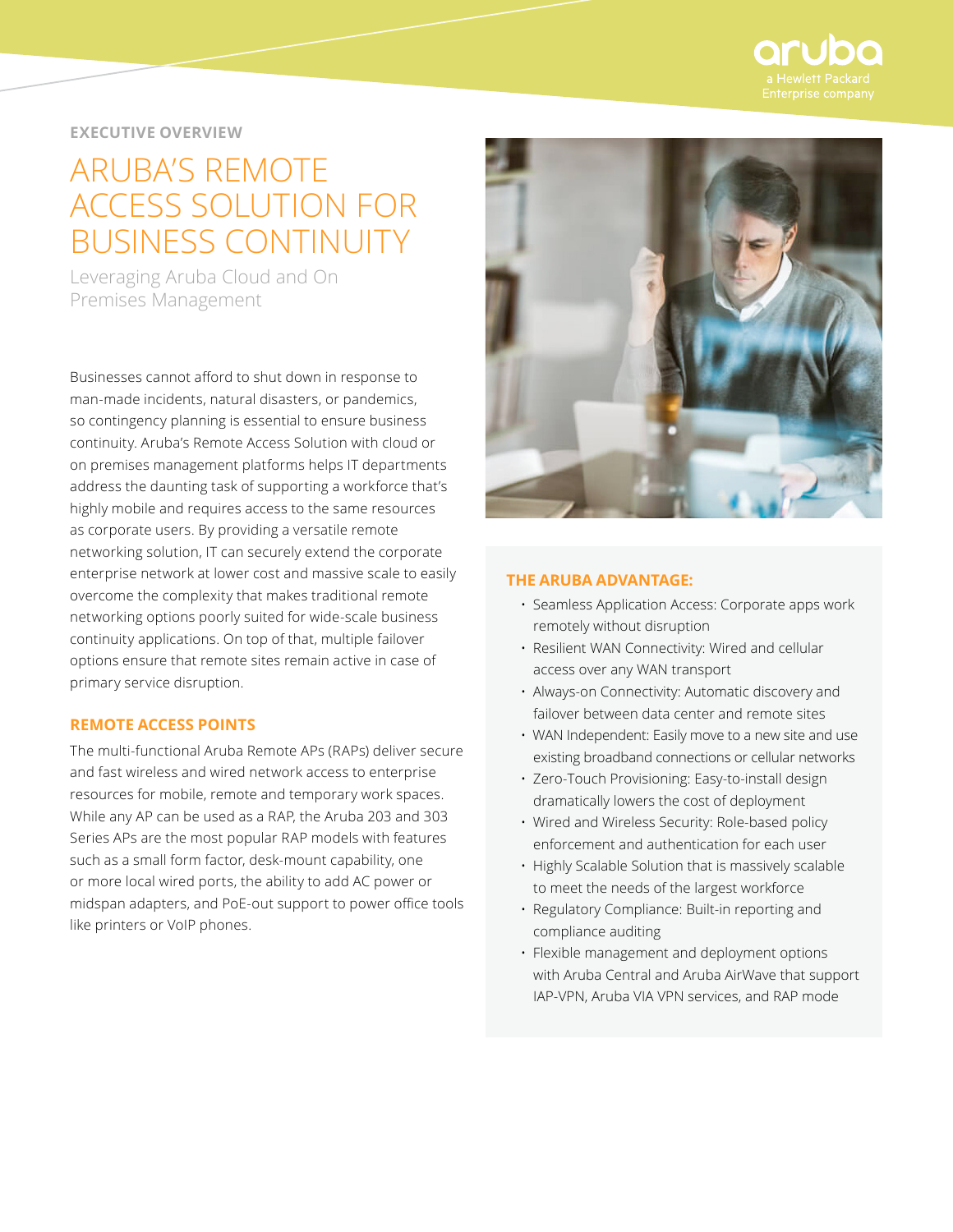EXECUTIVE OVERVIEW

# ARUBA'S REMOTE ACCESS SOLUTION FOR BUSINESS CONTINUITY

Leveraging Aruba Cloud and On Premises Management

Businesses cannot afford to shut down in response to man-made incidents, natural disasters, or pandemics, so contingency planning is essential to ensure business continuity. Aruba's Remote Access Solution with cloud or on premises management platforms helps IT departments address the daunting task of supporting a workforce that's highly mobile and requires access to the same resources as corporate users. By providing a versatile remote networking solution, IT can securely extend the corporate enterprise network at lower cost and massive scale to easily overcome the complexity that makes traditional remote networking options poorly suited for wide-scale business continuity applications. On top of that, multiple failover options ensure that remote sites remain active in case of primary service disruption.

## REMOTE ACCESS POINTS

The multi-functional Aruba Remote APs (RAPs) deliver secure and fast wireless and wired network access to enterprise resources for mobile, remote and temporary work spaces. While any AP can be used as a RAP, the Aruba 203 and 303 Series APs are the most popular RAP models with features such as a small form factor, desk-mount capability, one or more local wired ports, the ability to add AC power or midspan adapters, and PoE-out support to power office tools like printers or VoIP phones.

## THE ARUBA ADVANTAGE:

- Seamless Application Access: Corporate apps work remotely without disruption
- Resilient WAN Connectivity: Wired and cellular access over any WAN transport
- Always-on Connectivity: Automatic discovery and failover between data center and remote sites
- WAN Independent: Easily move to a new site and use existing broadband connections or cellular networks
- Zero-Touch Provisioning: Easy-to-install design dramatically lowers the cost of deployment
- Wired and Wireless Security: Role-based policy enforcement and authentication for each user
- Highly Scalable Solution that is massively scalable to meet the needs of the largest workforce
- Regulatory Compliance: Built-in reporting and compliance auditing
- Flexible management and deployment options with Aruba Central and Aruba AirWave that support IAP-VPN, Aruba VIA VPN services, and RAP mode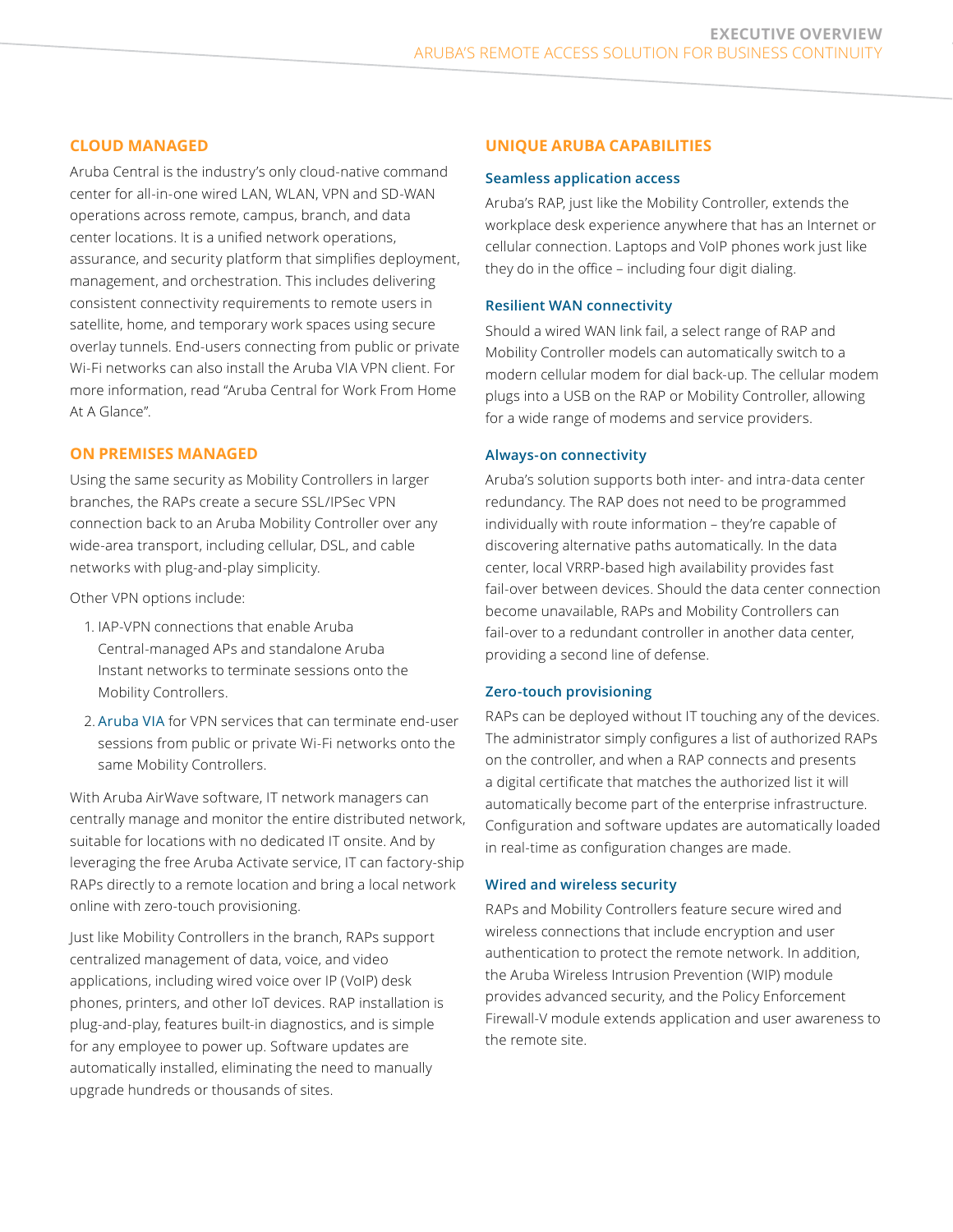## CLOUD MANAGED

Aruba Central is the industry's only cloud-native command center for all-in-one wired LAN, WLAN, VPN and SD-WAN operations across remote, campus, branch, and data center locations. It is a unified network operations, assurance, and security platform that simplifies deployment, management, and orchestration. This includes delivering consistent connectivity requirements to remote users in satellite, home, and temporary work spaces using secure overlay tunnels. End-users connecting from public or private Wi-Fi networks can also install the Aruba VIA VPN client. For more information, read "Aruba Central for Work From Home At A Glance".

## ON PREMISES MANAGED

Using the same security as Mobility Controllers in larger branches, the RAPs create a secure SSL/IPSec VPN connection back to an Aruba Mobility Controller over any wide-area transport, including cellular, DSL, and cable networks with plug-and-play simplicity.

Other VPN options include:

1. IAP-VPN connections that enable Aruba Central-managed APs and standalone Aruba Instant networks to terminate sessions onto the Mobility Controllers.
2. Aruba VIA for VPN services that can terminate end-user sessions from public or private Wi-Fi networks onto the same Mobility Controllers.

With Aruba AirWave software, IT network managers can centrally manage and monitor the entire distributed network, suitable for locations with no dedicated IT onsite. And by leveraging the free Aruba Activate service, IT can factory-ship RAPs directly to a remote location and bring a local network online with zero-touch provisioning.

Just like Mobility Controllers in the branch, RAPs support centralized management of data, voice, and video applications, including wired voice over IP (VoIP) desk phones, printers, and other IoT devices. RAP installation is plug-and-play, features built-in diagnostics, and is simple for any employee to power up. Software updates are automatically installed, eliminating the need to manually upgrade hundreds or thousands of sites.

## UNIQUE ARUBA CAPABILITIES

### Seamless application access

Aruba's RAP, just like the Mobility Controller, extends the workplace desk experience anywhere that has an Internet or cellular connection. Laptops and VoIP phones work just like they do in the office – including four digit dialing.

### Resilient WAN connectivity

Should a wired WAN link fail, a select range of RAP and Mobility Controller models can automatically switch to a modern cellular modem for dial back-up. The cellular modem plugs into a USB on the RAP or Mobility Controller, allowing for a wide range of modems and service providers.

### Always-on connectivity

Aruba's solution supports both inter- and intra-data center redundancy. The RAP does not need to be programmed individually with route information – they're capable of discovering alternative paths automatically. In the data center, local VRRP-based high availability provides fast fail-over between devices. Should the data center connection become unavailable, RAPs and Mobility Controllers can fail-over to a redundant controller in another data center, providing a second line of defense.

### Zero-touch provisioning

RAPs can be deployed without IT touching any of the devices. The administrator simply configures a list of authorized RAPs on the controller, and when a RAP connects and presents a digital certificate that matches the authorized list it will automatically become part of the enterprise infrastructure. Configuration and software updates are automatically loaded in real-time as configuration changes are made.

### Wired and wireless security

RAPs and Mobility Controllers feature secure wired and wireless connections that include encryption and user authentication to protect the remote network. In addition, the Aruba Wireless Intrusion Prevention (WIP) module provides advanced security, and the Policy Enforcement Firewall-V module extends application and user awareness to the remote site.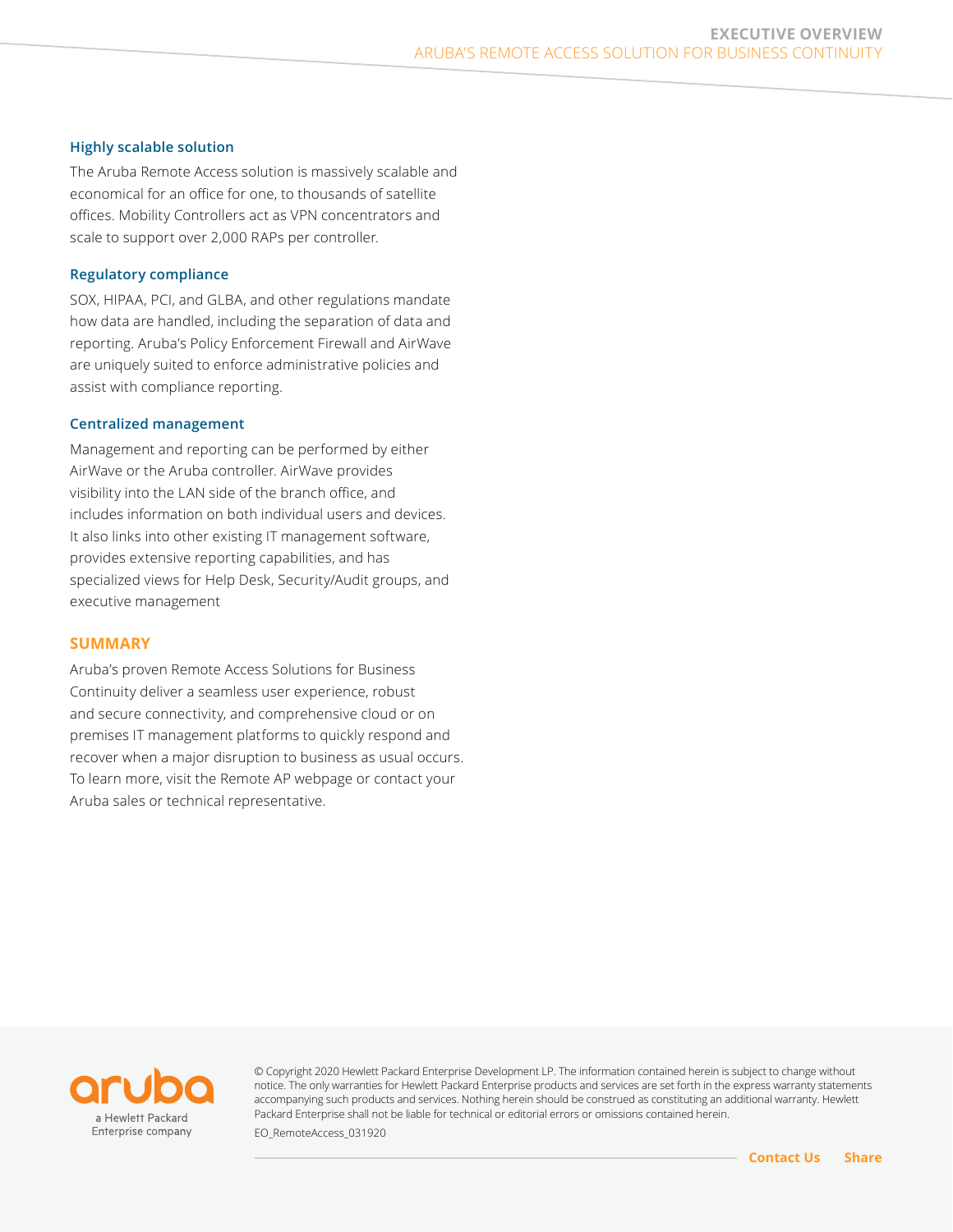### Highly scalable solution

The Aruba Remote Access solution is massively scalable and economical for an office for one, to thousands of satellite offices. Mobility Controllers act as VPN concentrators and scale to support over 2,000 RAPs per controller.

### Regulatory compliance

SOX, HIPAA, PCI, and GLBA, and other regulations mandate how data are handled, including the separation of data and reporting. Aruba's Policy Enforcement Firewall and AirWave are uniquely suited to enforce administrative policies and assist with compliance reporting.

### Centralized management

Management and reporting can be performed by either AirWave or the Aruba controller. AirWave provides visibility into the LAN side of the branch office, and includes information on both individual users and devices. It also links into other existing IT management software, provides extensive reporting capabilities, and has specialized views for Help Desk, Security/Audit groups, and executive management

## SUMMARY

Aruba's proven Remote Access Solutions for Business Continuity deliver a seamless user experience, robust and secure connectivity, and comprehensive cloud or on premises IT management platforms to quickly respond and recover when a major disruption to business as usual occurs. To learn more, visit the Remote AP webpage or contact your Aruba sales or technical representative.

aruba
a Hewlett Packard Enterprise company

© Copyright 2020 Hewlett Packard Enterprise Development LP. The information contained herein is subject to change without notice. The only warranties for Hewlett Packard Enterprise products and services are set forth in the express warranty statements accompanying such products and services. Nothing herein should be construed as constituting an additional warranty. Hewlett Packard Enterprise shall not be liable for technical or editorial errors or omissions contained herein.

EO_RemoteAccess_031920

**Contact Us** **Share**